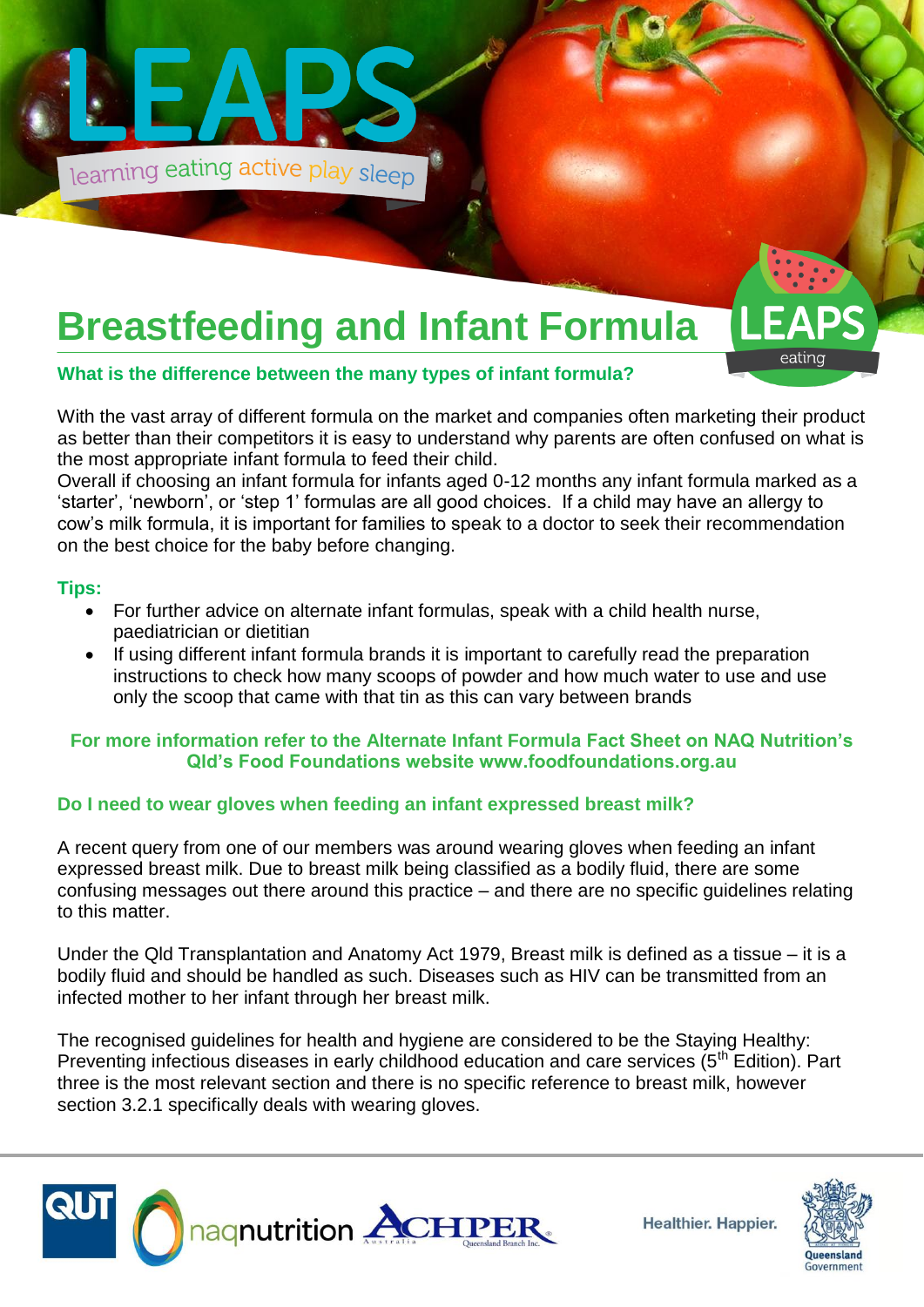LEAPS

learning eating active play sleep

# Breastfeeding and Infant Formula

LEAPS eating

## What is the difference between the many types of infant formula?

With the vast array of different formula on the market and companies often marketing their product as better than their competitors it is easy to understand why parents are often confused on what is the most appropriate infant formula to feed their child.

Overall if choosing an infant formula for infants aged 0-12 months any infant formula marked as a 'starter', 'newborn', or 'step 1' formulas are all good choices. If a child may have an allergy to cow's milk formula, it is important for families to speak to a doctor to seek their recommendation on the best choice for the baby before changing.

**Tips:**

- For further advice on alternate infant formulas, speak with a child health nurse, paediatrician or dietitian
- If using different infant formula brands it is important to carefully read the preparation instructions to check how many scoops of powder and how much water to use and use only the scoop that came with that tin as this can vary between brands

**For more information refer to the Alternate Infant Formula Fact Sheet on NAQ Nutrition's Qld's Food Foundations website www.foodfoundations.org.au**

## Do I need to wear gloves when feeding an infant expressed breast milk?

A recent query from one of our members was around wearing gloves when feeding an infant expressed breast milk. Due to breast milk being classified as a bodily fluid, there are some confusing messages out there around this practice – and there are no specific guidelines relating to this matter.

Under the Qld Transplantation and Anatomy Act 1979, Breast milk is defined as a tissue – it is a bodily fluid and should be handled as such. Diseases such as HIV can be transmitted from an infected mother to her infant through her breast milk.

The recognised guidelines for health and hygiene are considered to be the Staying Healthy: Preventing infectious diseases in early childhood education and care services (5th Edition). Part three is the most relevant section and there is no specific reference to breast milk, however section 3.2.1 specifically deals with wearing gloves.

QUT naqnutrition ACHPER Australia Queensland Branch Inc. Healthier. Happier. Queensland Government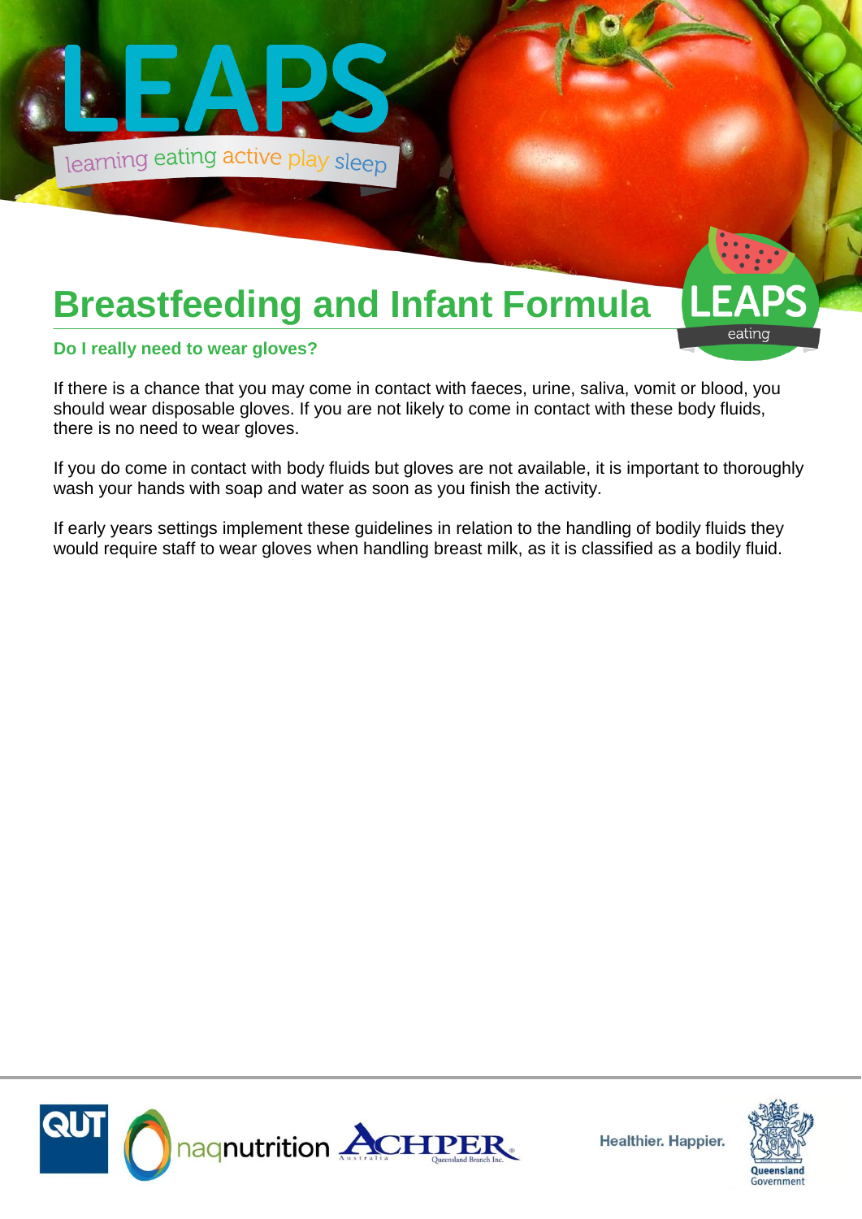# Breastfeeding and Infant Formula

### Do I really need to wear gloves?

If there is a chance that you may come in contact with faeces, urine, saliva, vomit or blood, you should wear disposable gloves. If you are not likely to come in contact with these body fluids, there is no need to wear gloves.

If you do come in contact with body fluids but gloves are not available, it is important to thoroughly wash your hands with soap and water as soon as you finish the activity.

If early years settings implement these guidelines in relation to the handling of bodily fluids they would require staff to wear gloves when handling breast milk, as it is classified as a bodily fluid.